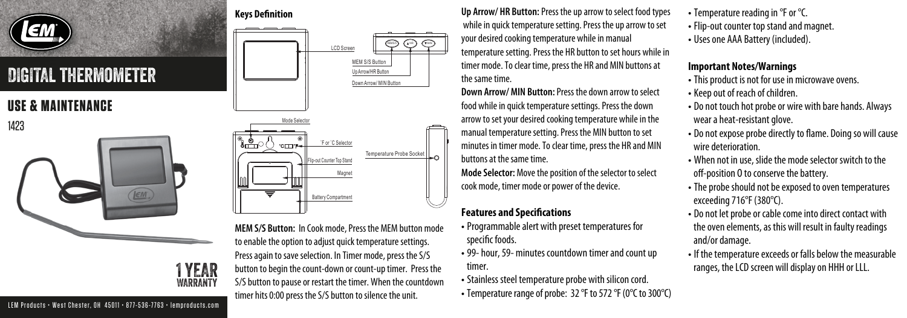# DIGITAL THERMOMETER

## USE & MAINTENANCE

1423

1 YEAR WARRANTY

LEM Products • West Chester, OH 45011 • 877-536-7763 • lemproducts.com

### Keys Definition

LCD Screen

MEM S/S Button

Up Arrow/HR Button

Down Arrow/ MIN Button

Mode Selector

°F or °C Selector

Flip-out Counter Top Stand

Magnet

Battery Compartment

Temperature Probe Socket

**MEM S/S Button:** In Cook mode, Press the MEM button mode to enable the option to adjust quick temperature settings. Press again to save selection. In Timer mode, press the S/S button to begin the count-down or count-up timer. Press the S/S button to pause or restart the timer. When the countdown timer hits 0:00 press the S/S button to silence the unit.

**Up Arrow/ HR Button:** Press the up arrow to select food types while in quick temperature setting. Press the up arrow to set your desired cooking temperature while in manual temperature setting. Press the HR button to set hours while in timer mode. To clear time, press the HR and MIN buttons at the same time.

**Down Arrow/ MIN Button:** Press the down arrow to select food while in quick temperature settings. Press the down arrow to set your desired cooking temperature while in the manual temperature setting. Press the MIN button to set minutes in timer mode. To clear time, press the HR and MIN buttons at the same time.

**Mode Selector:** Move the position of the selector to select cook mode, timer mode or power of the device.

### Features and Specifications

- Programmable alert with preset temperatures for specific foods.
- 99- hour, 59- minutes countdown timer and count up timer.
- Stainless steel temperature probe with silicon cord.
- Temperature range of probe: 32 °F to 572 °F (0°C to 300°C)
- Temperature reading in °F or °C.
- Flip-out counter top stand and magnet.
- Uses one AAA Battery (included).

### Important Notes/Warnings

- This product is not for use in microwave ovens.
- Keep out of reach of children.
- Do not touch hot probe or wire with bare hands. Always wear a heat-resistant glove.
- Do not expose probe directly to flame. Doing so will cause wire deterioration.
- When not in use, slide the mode selector switch to the off-position O to conserve the battery.
- The probe should not be exposed to oven temperatures exceeding 716°F (380°C).
- Do not let probe or cable come into direct contact with the oven elements, as this will result in faulty readings and/or damage.
- If the temperature exceeds or falls below the measurable ranges, the LCD screen will display on HHH or LLL.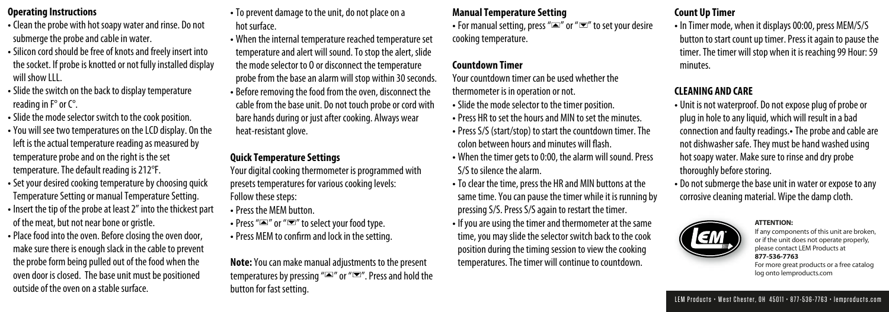## Operating Instructions

- Clean the probe with hot soapy water and rinse. Do not submerge the probe and cable in water.
- Silicon cord should be free of knots and freely insert into the socket. If probe is knotted or not fully installed display will show LLL.
- Slide the switch on the back to display temperature reading in F° or C°.
- Slide the mode selector switch to the cook position.
- You will see two temperatures on the LCD display. On the left is the actual temperature reading as measured by temperature probe and on the right is the set temperature. The default reading is 212°F.
- Set your desired cooking temperature by choosing quick Temperature Setting or manual Temperature Setting.
- Insert the tip of the probe at least 2" into the thickest part of the meat, but not near bone or gristle.
- Place food into the oven. Before closing the oven door, make sure there is enough slack in the cable to prevent the probe form being pulled out of the food when the oven door is closed. The base unit must be positioned outside of the oven on a stable surface.
- To prevent damage to the unit, do not place on a hot surface.
- When the internal temperature reached temperature set temperature and alert will sound. To stop the alert, slide the mode selector to O or disconnect the temperature probe from the base an alarm will stop within 30 seconds.
- Before removing the food from the oven, disconnect the cable from the base unit. Do not touch probe or cord with bare hands during or just after cooking. Always wear heat-resistant glove.

## Quick Temperature Settings

Your digital cooking thermometer is programmed with presets temperatures for various cooking levels: Follow these steps:

- Press the MEM button.
- Press "▲" or "▼" to select your food type.
- Press MEM to confirm and lock in the setting.

**Note:** You can make manual adjustments to the present temperatures by pressing "▲" or "▼". Press and hold the button for fast setting.

## Manual Temperature Setting

- For manual setting, press "▲" or "▼" to set your desire cooking temperature.

## Countdown Timer

Your countdown timer can be used whether the thermometer is in operation or not.

- Slide the mode selector to the timer position.
- Press HR to set the hours and MIN to set the minutes.
- Press S/S (start/stop) to start the countdown timer. The colon between hours and minutes will flash.
- When the timer gets to 0:00, the alarm will sound. Press S/S to silence the alarm.
- To clear the time, press the HR and MIN buttons at the same time. You can pause the timer while it is running by pressing S/S. Press S/S again to restart the timer.
- If you are using the timer and thermometer at the same time, you may slide the selector switch back to the cook position during the timing session to view the cooking temperatures. The timer will continue to countdown.

## Count Up Timer

- In Timer mode, when it displays 00:00, press MEM/S/S button to start count up timer. Press it again to pause the timer. The timer will stop when it is reaching 99 Hour: 59 minutes.

## CLEANING AND CARE

- Unit is not waterproof. Do not expose plug of probe or plug in hole to any liquid, which will result in a bad connection and faulty readings.• The probe and cable are not dishwasher safe. They must be hand washed using hot soapy water. Make sure to rinse and dry probe thoroughly before storing.
- Do not submerge the base unit in water or expose to any corrosive cleaning material. Wipe the damp cloth.

**ATTENTION:**

If any components of this unit are broken, or if the unit does not operate properly, please contact LEM Products at **877-536-7763**

For more great products or a free catalog log onto lemproducts.com

LEM Products • West Chester, OH 45011 • 877-536-7763 • lemproducts.com